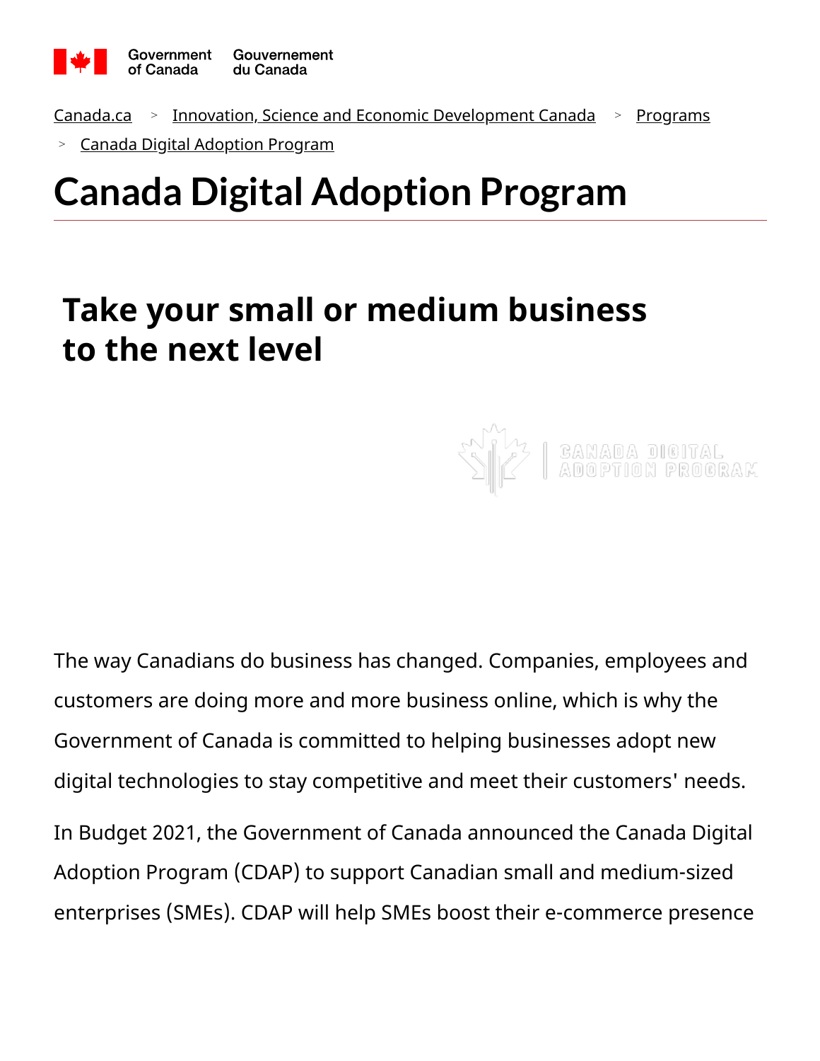Government of Canada | Gouvernement du Canada

Canada.ca > Innovation, Science and Economic Development Canada > Programs > Canada Digital Adoption Program

# Canada Digital Adoption Program

## Take your small or medium business to the next level

The way Canadians do business has changed. Companies, employees and customers are doing more and more business online, which is why the Government of Canada is committed to helping businesses adopt new digital technologies to stay competitive and meet their customers' needs.

In Budget 2021, the Government of Canada announced the Canada Digital Adoption Program (CDAP) to support Canadian small and medium-sized enterprises (SMEs). CDAP will help SMEs boost their e-commerce presence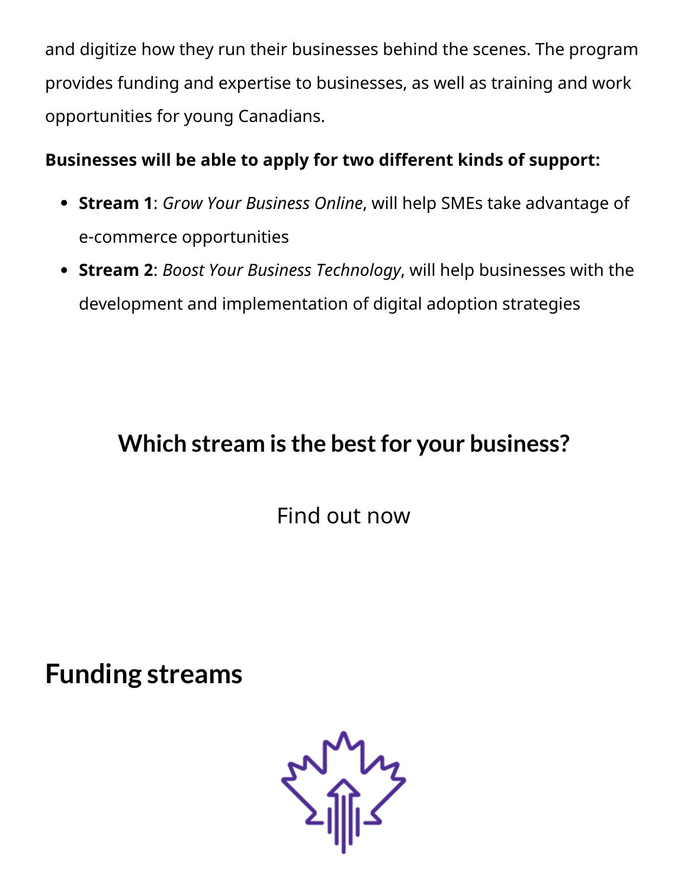and digitize how they run their businesses behind the scenes. The program provides funding and expertise to businesses, as well as training and work opportunities for young Canadians.

**Businesses will be able to apply for two different kinds of support:**

- **Stream 1**: *Grow Your Business Online*, will help SMEs take advantage of e-commerce opportunities
- **Stream 2**: *Boost Your Business Technology*, will help businesses with the development and implementation of digital adoption strategies

## Which stream is the best for your business?

Find out now

## Funding streams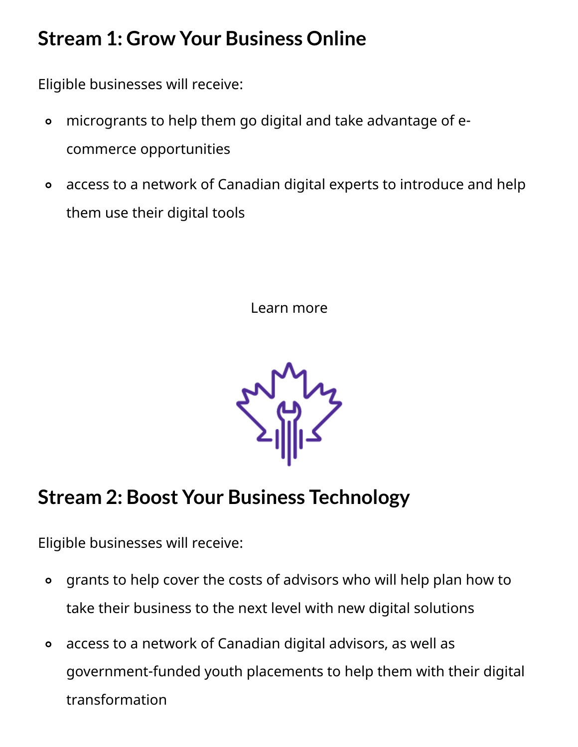## Stream 1: Grow Your Business Online

Eligible businesses will receive:

- microgrants to help them go digital and take advantage of e-commerce opportunities
- access to a network of Canadian digital experts to introduce and help them use their digital tools

Learn more

## Stream 2: Boost Your Business Technology

Eligible businesses will receive:

- grants to help cover the costs of advisors who will help plan how to take their business to the next level with new digital solutions
- access to a network of Canadian digital advisors, as well as government-funded youth placements to help them with their digital transformation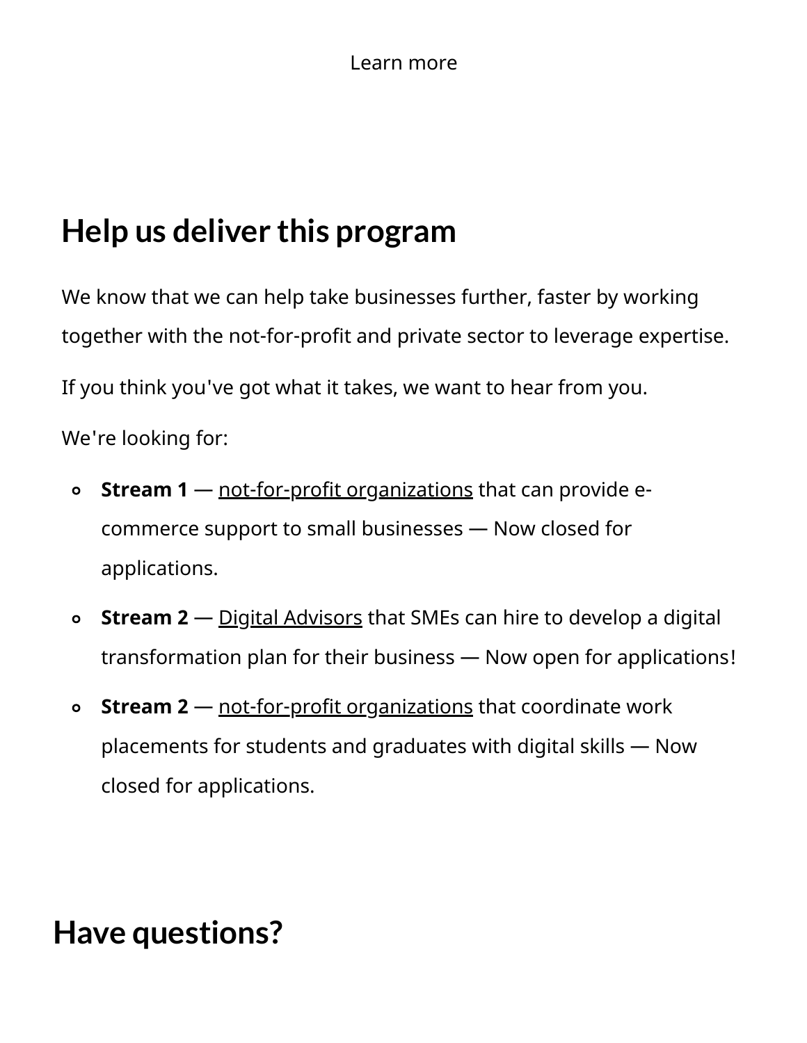Learn more

## Help us deliver this program

We know that we can help take businesses further, faster by working together with the not-for-profit and private sector to leverage expertise.

If you think you've got what it takes, we want to hear from you.

We're looking for:

- **Stream 1** — not-for-profit organizations that can provide e-commerce support to small businesses — Now closed for applications.
- **Stream 2** — Digital Advisors that SMEs can hire to develop a digital transformation plan for their business — Now open for applications!
- **Stream 2** — not-for-profit organizations that coordinate work placements for students and graduates with digital skills — Now closed for applications.

## Have questions?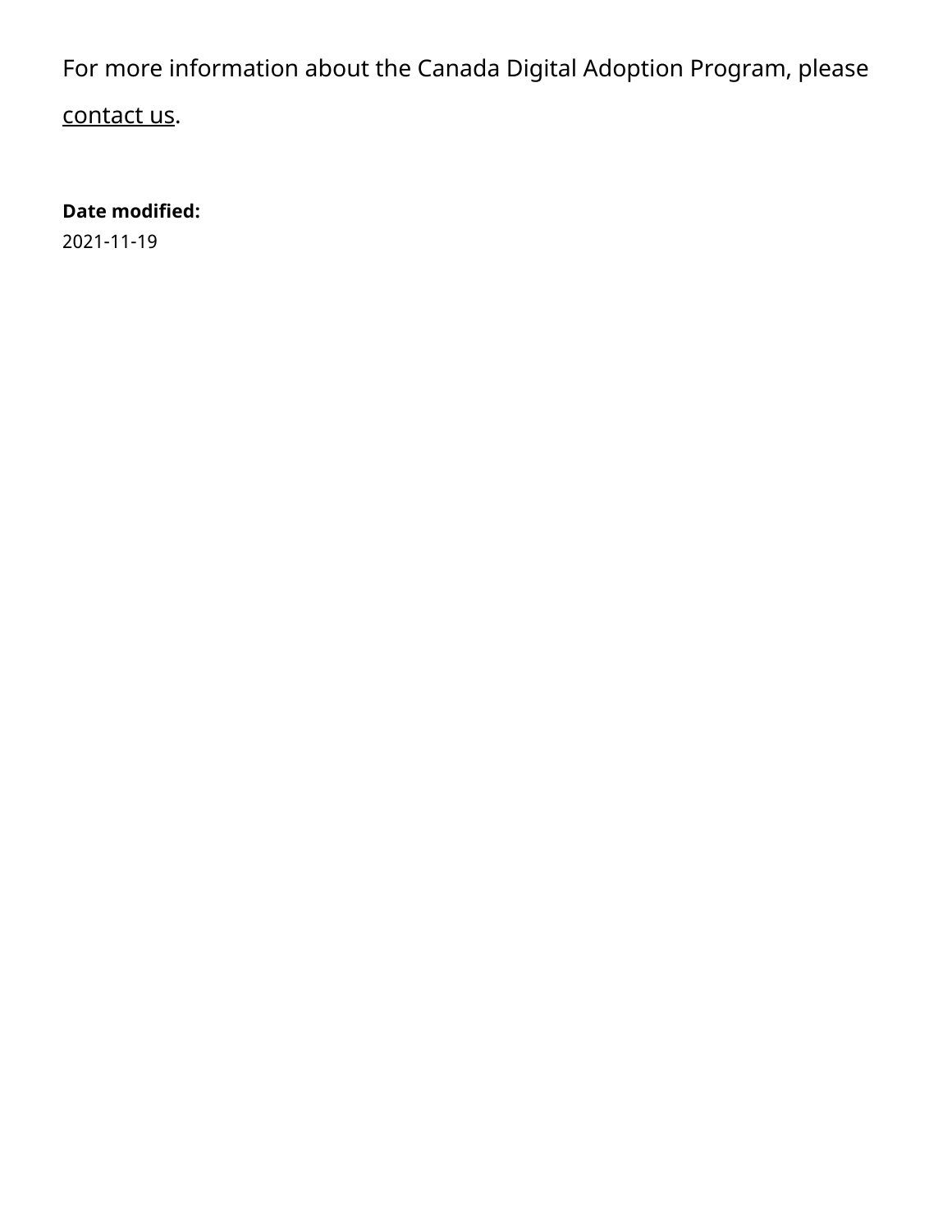For more information about the Canada Digital Adoption Program, please contact us.

**Date modified:**
2021-11-19